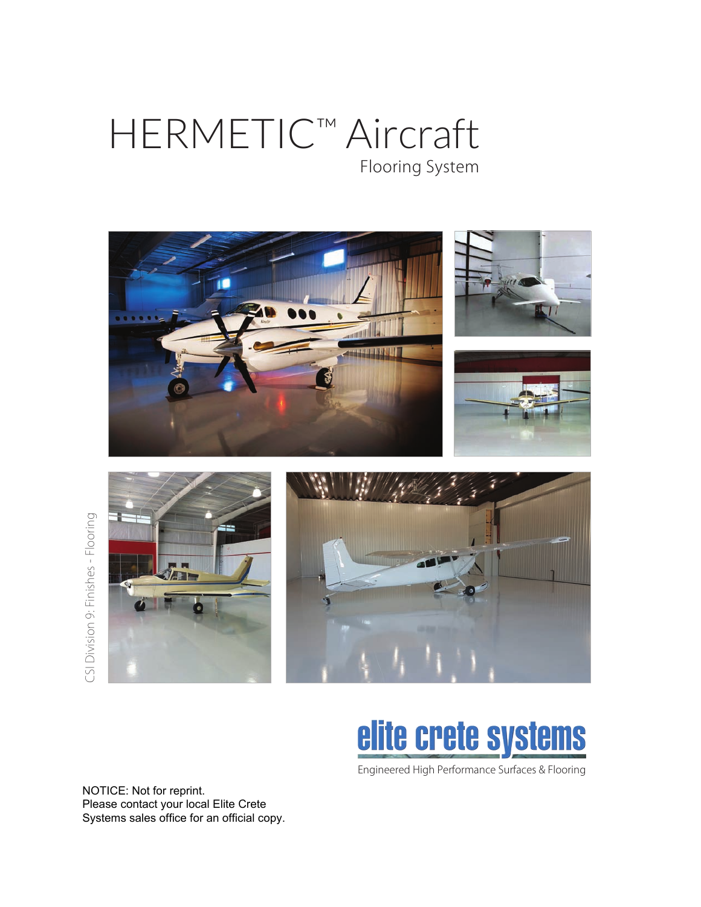# HERMETIC™ Aircraft

## Flooring System

CSI Division 9: Finishes - Flooring

**elite crete systems**

Engineered High Performance Surfaces & Flooring

NOTICE: Not for reprint.
Please contact your local Elite Crete Systems sales office for an official copy.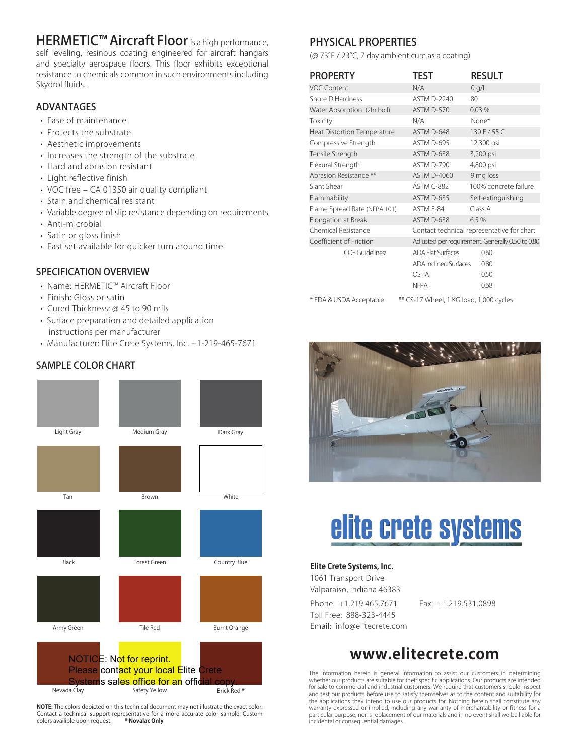# HERMETIC™ Aircraft Floor

**HERMETIC™ Aircraft Floor** is a high performance, self leveling, resinous coating engineered for aircraft hangars and specialty aerospace floors. This floor exhibits exceptional resistance to chemicals common in such environments including Skydrol fluids.

## ADVANTAGES

- Ease of maintenance
- Protects the substrate
- Aesthetic improvements
- Increases the strength of the substrate
- Hard and abrasion resistant
- Light reflective finish
- VOC free – CA 01350 air quality compliant
- Stain and chemical resistant
- Variable degree of slip resistance depending on requirements
- Anti-microbial
- Satin or gloss finish
- Fast set available for quicker turn around time

## SPECIFICATION OVERVIEW

- Name: HERMETIC™ Aircraft Floor
- Finish: Gloss or satin
- Cured Thickness: @ 45 to 90 mils
- Surface preparation and detailed application instructions per manufacturer
- Manufacturer: Elite Crete Systems, Inc. +1-219-465-7671

## SAMPLE COLOR CHART

Light Gray, Medium Gray, Dark Gray
Tan, Brown, White
Black, Forest Green, Country Blue
Army Green, Tile Red, Burnt Orange
Nevada Clay, Safety Yellow, Brick Red *

NOTICE: Not for reprint.
Please contact your local Elite Crete Systems sales office for an official copy.

**NOTE:** The colors depicted on this technical document may not illustrate the exact color. Contact a technical support representative for a more accurate color sample. Custom colors availible upon request. **\* Novalac Only**

## PHYSICAL PROPERTIES

(@ 73°F / 23°C, 7 day ambient cure as a coating)

| PROPERTY | TEST | RESULT |
|---|---|---|
| VOC Content | N/A | 0 g/l |
| Shore D Hardness | ASTM D-2240 | 80 |
| Water Absorption (2hr boil) | ASTM D-570 | 0.03 % |
| Toxicity | N/A | None* |
| Heat Distortion Temperature | ASTM D-648 | 130 F / 55 C |
| Compressive Strength | ASTM D-695 | 12,300 psi |
| Tensile Strength | ASTM D-638 | 3,200 psi |
| Flexural Strength | ASTM D-790 | 4,800 psi |
| Abrasion Resistance ** | ASTM D-4060 | 9 mg loss |
| Slant Shear | ASTM C-882 | 100% concrete failure |
| Flammability | ASTM D-635 | Self-extinguishing |
| Flame Spread Rate (NFPA 101) | ASTM E-84 | Class A |
| Elongation at Break | ASTM D-638 | 6.5 % |
| Chemical Resistance | Contact technical representative for chart | |
| Coefficient of Friction | Adjusted per requirement. Generally 0.50 to 0.80 | |
| COF Guidelines: | ADA Flat Surfaces | 0.60 |
| | ADA Inclined Surfaces | 0.80 |
| | OSHA | 0.50 |
| | NFPA | 0.68 |

\* FDA & USDA Acceptable    ** CS-17 Wheel, 1 KG load, 1,000 cycles

elite crete systems

**Elite Crete Systems, Inc.**
1061 Transport Drive
Valparaiso, Indiana 46383
Phone: +1.219.465.7671    Fax: +1.219.531.0898
Toll Free: 888-323-4445
Email: info@elitecrete.com

## www.elitecrete.com

The information herein is general information to assist our customers in determining whether our products are suitable for their specific applications. Our products are intended for sale to commercial and industrial customers. We require that customers should inspect and test our products before use to satisfy themselves as to the content and suitability for the applications they intend to use our products for. Nothing herein shall constitute any warranty expressed or implied, including any warranty of merchantability or fitness for a particular purpose, nor is replacement of our materials and in no event shall we be liable for incidental or consequential damages.